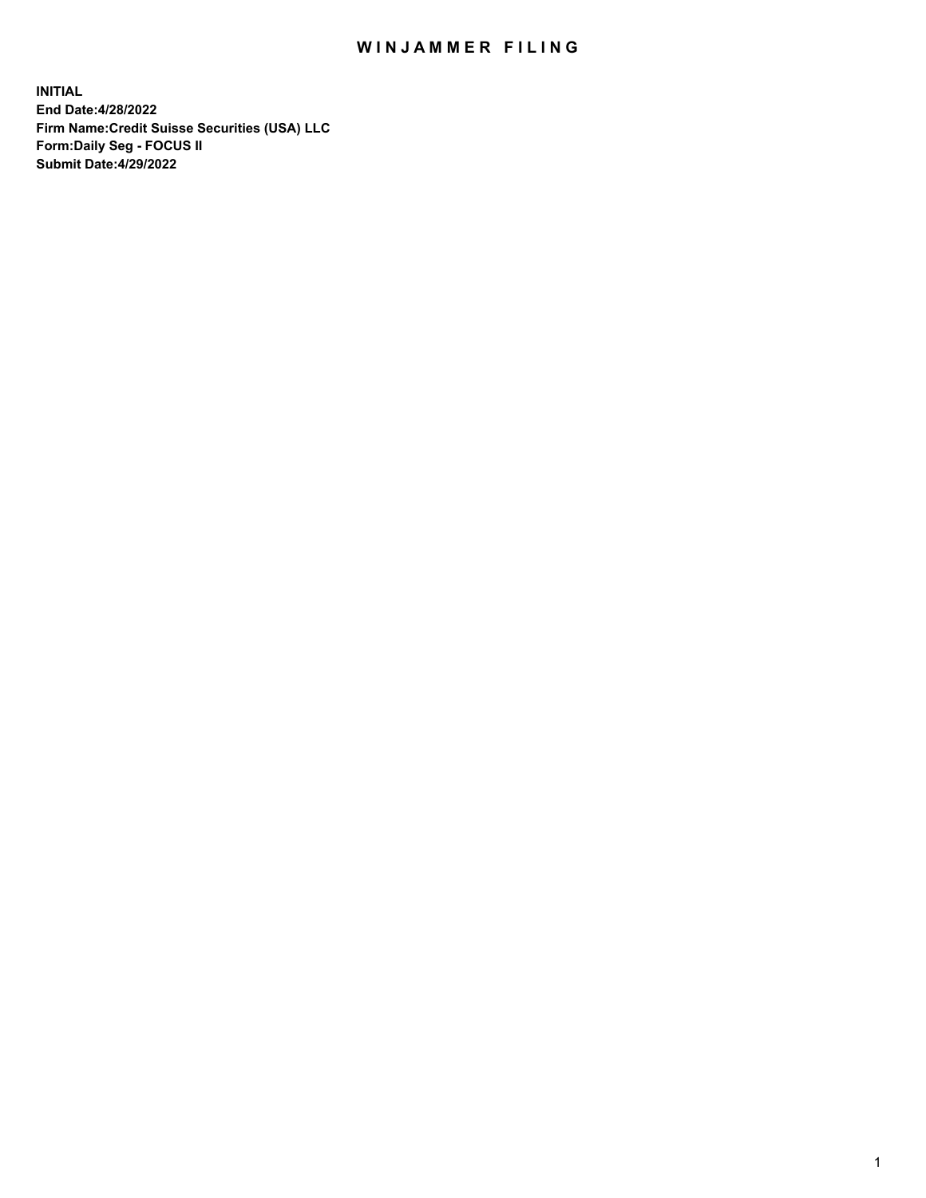# WINJAMMER FILING

**INITIAL**
**End Date:4/28/2022**
**Firm Name:Credit Suisse Securities (USA) LLC**
**Form:Daily Seg - FOCUS II**
**Submit Date:4/29/2022**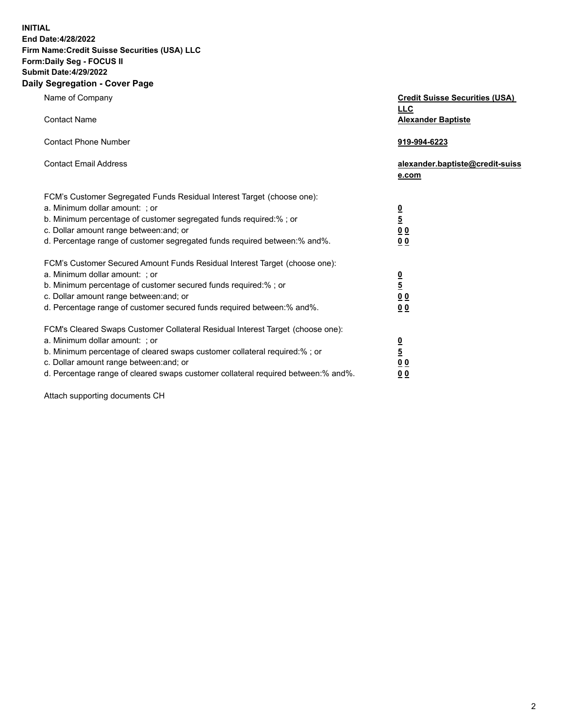**INITIAL**
**End Date:4/28/2022**
**Firm Name:Credit Suisse Securities (USA) LLC**
**Form:Daily Seg - FOCUS II**
**Submit Date:4/29/2022**

## Daily Segregation - Cover Page

| | |
|---|---|
| Name of Company | **Credit Suisse Securities (USA) LLC** |
| Contact Name | **Alexander Baptiste** |
| Contact Phone Number | **919-994-6223** |
| Contact Email Address | **alexander.baptiste@credit-suisse.com** |

| | |
|---|---|
| FCM's Customer Segregated Funds Residual Interest Target (choose one): | |
| a. Minimum dollar amount: ; or | **0** |
| b. Minimum percentage of customer segregated funds required:% ; or | **5** |
| c. Dollar amount range between:and; or | **0 0** |
| d. Percentage range of customer segregated funds required between:% and%. | **0 0** |
| FCM's Customer Secured Amount Funds Residual Interest Target (choose one): | |
| a. Minimum dollar amount: ; or | **0** |
| b. Minimum percentage of customer secured funds required:% ; or | **5** |
| c. Dollar amount range between:and; or | **0 0** |
| d. Percentage range of customer secured funds required between:% and%. | **0 0** |
| FCM's Cleared Swaps Customer Collateral Residual Interest Target (choose one): | |
| a. Minimum dollar amount: ; or | **0** |
| b. Minimum percentage of cleared swaps customer collateral required:% ; or | **5** |
| c. Dollar amount range between:and; or | **0 0** |
| d. Percentage range of cleared swaps customer collateral required between:% and%. | **0 0** |

Attach supporting documents CH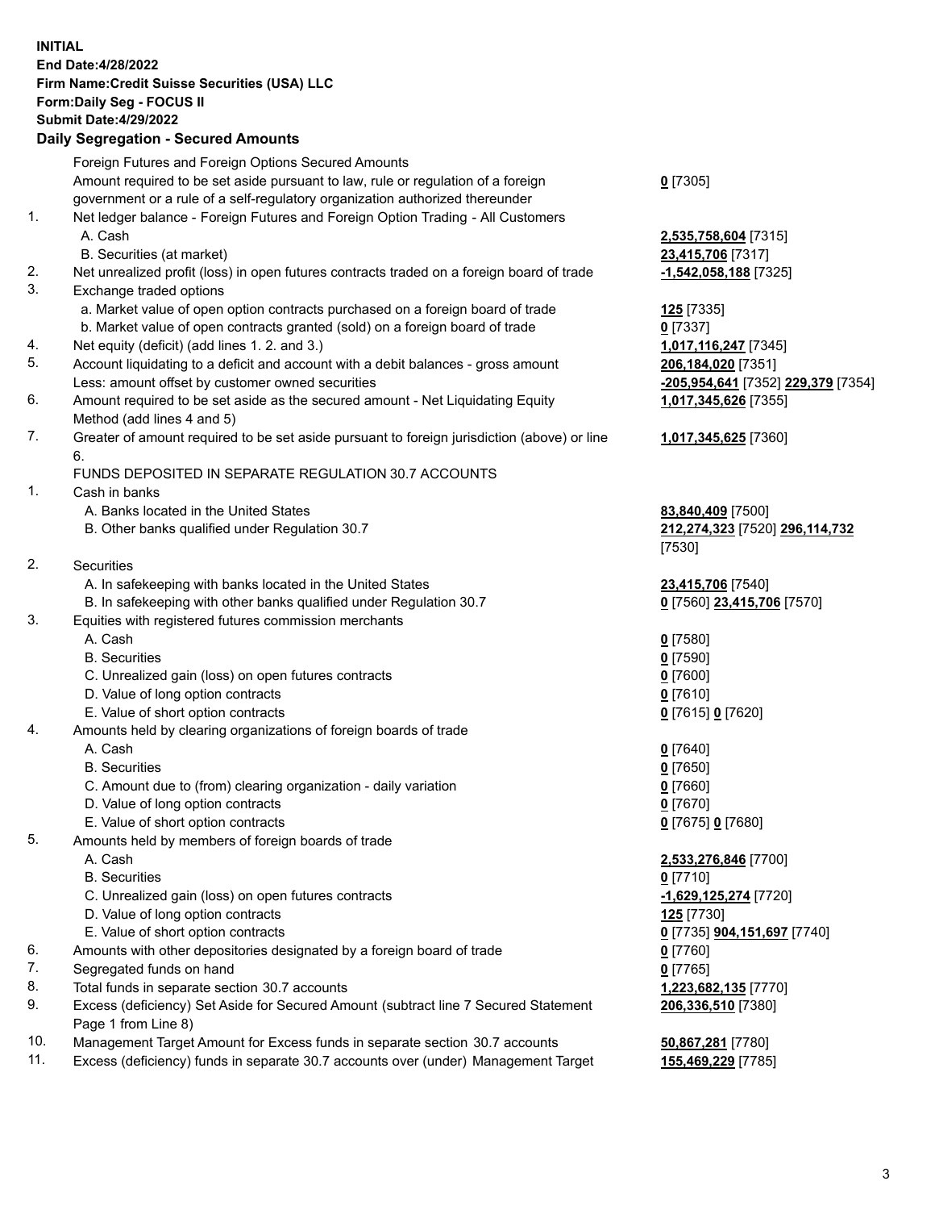**INITIAL**
**End Date:4/28/2022**
**Firm Name:Credit Suisse Securities (USA) LLC**
**Form:Daily Seg - FOCUS II**
**Submit Date:4/29/2022**

**Daily Segregation - Secured Amounts**

| | | |
|---|---|---|
| | Foreign Futures and Foreign Options Secured Amounts | |
| | Amount required to be set aside pursuant to law, rule or regulation of a foreign government or a rule of a self-regulatory organization authorized thereunder | **0** [7305] |
| 1. | Net ledger balance - Foreign Futures and Foreign Option Trading - All Customers | |
| | A. Cash | **2,535,758,604** [7315] |
| | B. Securities (at market) | **23,415,706** [7317] |
| 2. | Net unrealized profit (loss) in open futures contracts traded on a foreign board of trade | **-1,542,058,188** [7325] |
| 3. | Exchange traded options | |
| | a. Market value of open option contracts purchased on a foreign board of trade | **125** [7335] |
| | b. Market value of open contracts granted (sold) on a foreign board of trade | **0** [7337] |
| 4. | Net equity (deficit) (add lines 1. 2. and 3.) | **1,017,116,247** [7345] |
| 5. | Account liquidating to a deficit and account with a debit balances - gross amount | **206,184,020** [7351] |
| | Less: amount offset by customer owned securities | **-205,954,641** [7352] **229,379** [7354] |
| 6. | Amount required to be set aside as the secured amount - Net Liquidating Equity Method (add lines 4 and 5) | **1,017,345,626** [7355] |
| 7. | Greater of amount required to be set aside pursuant to foreign jurisdiction (above) or line 6. | **1,017,345,625** [7360] |
| | FUNDS DEPOSITED IN SEPARATE REGULATION 30.7 ACCOUNTS | |
| 1. | Cash in banks | |
| | A. Banks located in the United States | **83,840,409** [7500] |
| | B. Other banks qualified under Regulation 30.7 | **212,274,323** [7520] **296,114,732** [7530] |
| 2. | Securities | |
| | A. In safekeeping with banks located in the United States | **23,415,706** [7540] |
| | B. In safekeeping with other banks qualified under Regulation 30.7 | **0** [7560] **23,415,706** [7570] |
| 3. | Equities with registered futures commission merchants | |
| | A. Cash | **0** [7580] |
| | B. Securities | **0** [7590] |
| | C. Unrealized gain (loss) on open futures contracts | **0** [7600] |
| | D. Value of long option contracts | **0** [7610] |
| | E. Value of short option contracts | **0** [7615] **0** [7620] |
| 4. | Amounts held by clearing organizations of foreign boards of trade | |
| | A. Cash | **0** [7640] |
| | B. Securities | **0** [7650] |
| | C. Amount due to (from) clearing organization - daily variation | **0** [7660] |
| | D. Value of long option contracts | **0** [7670] |
| | E. Value of short option contracts | **0** [7675] **0** [7680] |
| 5. | Amounts held by members of foreign boards of trade | |
| | A. Cash | **2,533,276,846** [7700] |
| | B. Securities | **0** [7710] |
| | C. Unrealized gain (loss) on open futures contracts | **-1,629,125,274** [7720] |
| | D. Value of long option contracts | **125** [7730] |
| | E. Value of short option contracts | **0** [7735] **904,151,697** [7740] |
| 6. | Amounts with other depositories designated by a foreign board of trade | **0** [7760] |
| 7. | Segregated funds on hand | **0** [7765] |
| 8. | Total funds in separate section 30.7 accounts | **1,223,682,135** [7770] |
| 9. | Excess (deficiency) Set Aside for Secured Amount (subtract line 7 Secured Statement Page 1 from Line 8) | **206,336,510** [7380] |
| 10. | Management Target Amount for Excess funds in separate section 30.7 accounts | **50,867,281** [7780] |
| 11. | Excess (deficiency) funds in separate 30.7 accounts over (under) Management Target | **155,469,229** [7785] |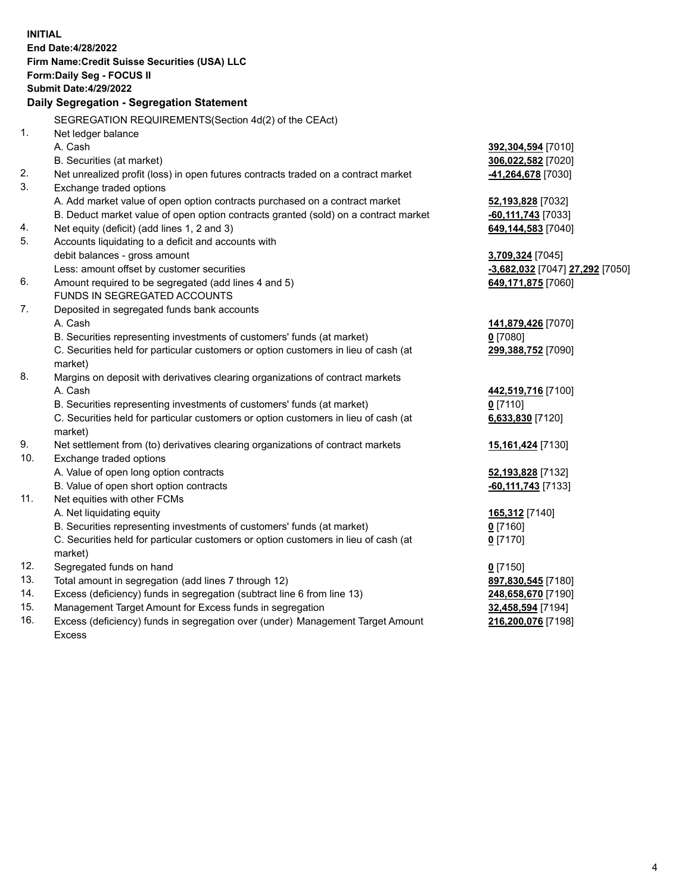**INITIAL**
**End Date:4/28/2022**
**Firm Name:Credit Suisse Securities (USA) LLC**
**Form:Daily Seg - FOCUS II**
**Submit Date:4/29/2022**

## Daily Segregation - Segregation Statement

SEGREGATION REQUIREMENTS(Section 4d(2) of the CEAct)

| | | |
|---|---|---|
| 1. | Net ledger balance | |
| | A. Cash | **392,304,594** [7010] |
| | B. Securities (at market) | **306,022,582** [7020] |
| 2. | Net unrealized profit (loss) in open futures contracts traded on a contract market | **-41,264,678** [7030] |
| 3. | Exchange traded options | |
| | A. Add market value of open option contracts purchased on a contract market | **52,193,828** [7032] |
| | B. Deduct market value of open option contracts granted (sold) on a contract market | **-60,111,743** [7033] |
| 4. | Net equity (deficit) (add lines 1, 2 and 3) | **649,144,583** [7040] |
| 5. | Accounts liquidating to a deficit and accounts with debit balances - gross amount | **3,709,324** [7045] |
| | Less: amount offset by customer securities | **-3,682,032** [7047] **27,292** [7050] |
| 6. | Amount required to be segregated (add lines 4 and 5) | **649,171,875** [7060] |
| | FUNDS IN SEGREGATED ACCOUNTS | |
| 7. | Deposited in segregated funds bank accounts | |
| | A. Cash | **141,879,426** [7070] |
| | B. Securities representing investments of customers' funds (at market) | **0** [7080] |
| | C. Securities held for particular customers or option customers in lieu of cash (at market) | **299,388,752** [7090] |
| 8. | Margins on deposit with derivatives clearing organizations of contract markets | |
| | A. Cash | **442,519,716** [7100] |
| | B. Securities representing investments of customers' funds (at market) | **0** [7110] |
| | C. Securities held for particular customers or option customers in lieu of cash (at market) | **6,633,830** [7120] |
| 9. | Net settlement from (to) derivatives clearing organizations of contract markets | **15,161,424** [7130] |
| 10. | Exchange traded options | |
| | A. Value of open long option contracts | **52,193,828** [7132] |
| | B. Value of open short option contracts | **-60,111,743** [7133] |
| 11. | Net equities with other FCMs | |
| | A. Net liquidating equity | **165,312** [7140] |
| | B. Securities representing investments of customers' funds (at market) | **0** [7160] |
| | C. Securities held for particular customers or option customers in lieu of cash (at market) | **0** [7170] |
| 12. | Segregated funds on hand | **0** [7150] |
| 13. | Total amount in segregation (add lines 7 through 12) | **897,830,545** [7180] |
| 14. | Excess (deficiency) funds in segregation (subtract line 6 from line 13) | **248,658,670** [7190] |
| 15. | Management Target Amount for Excess funds in segregation | **32,458,594** [7194] |
| 16. | Excess (deficiency) funds in segregation over (under) Management Target Amount Excess | **216,200,076** [7198] |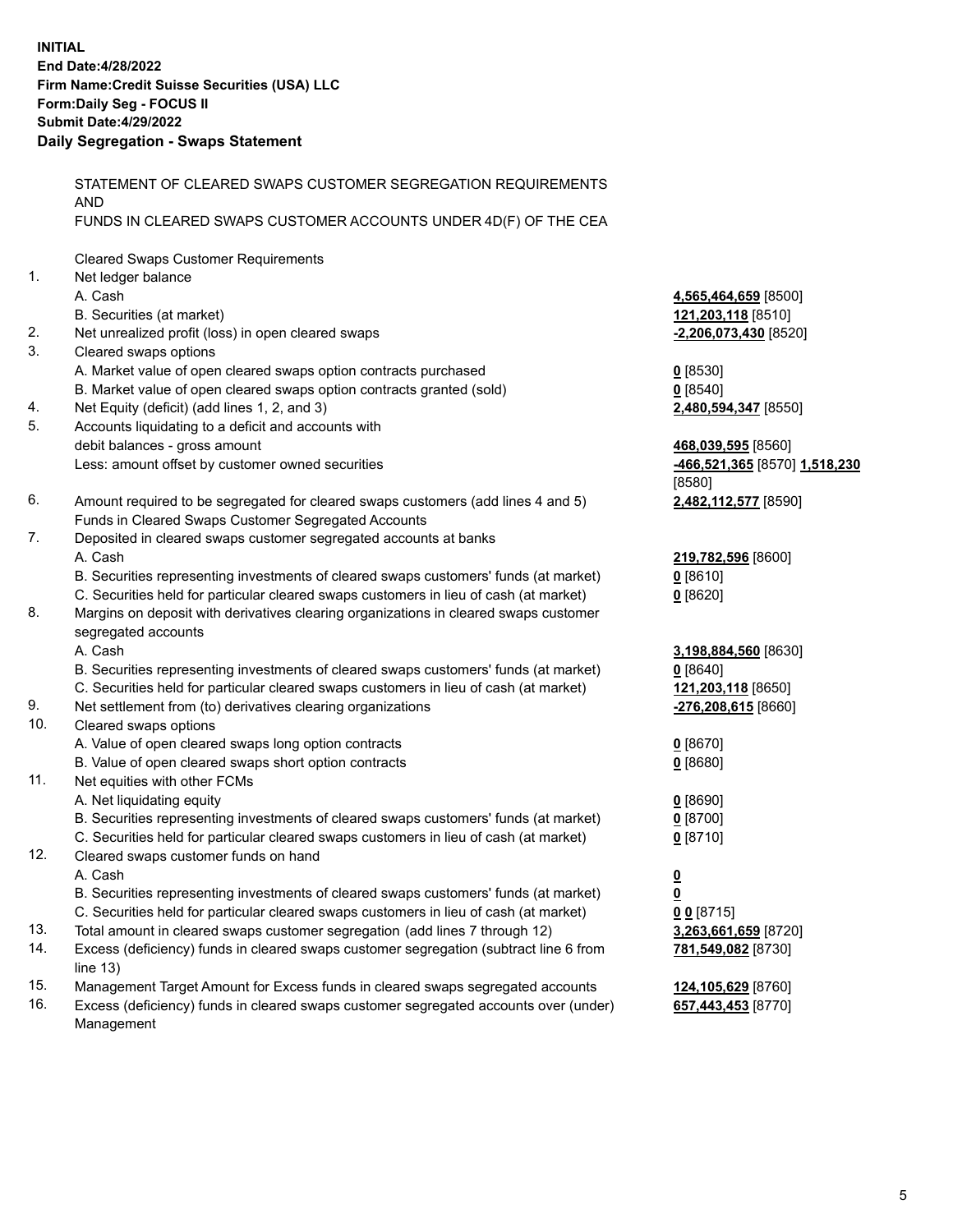**INITIAL**
**End Date:4/28/2022**
**Firm Name:Credit Suisse Securities (USA) LLC**
**Form:Daily Seg - FOCUS II**
**Submit Date:4/29/2022**
**Daily Segregation - Swaps Statement**

STATEMENT OF CLEARED SWAPS CUSTOMER SEGREGATION REQUIREMENTS AND FUNDS IN CLEARED SWAPS CUSTOMER ACCOUNTS UNDER 4D(F) OF THE CEA

| | | |
|---|---|---|
| | Cleared Swaps Customer Requirements | |
| 1. | Net ledger balance | |
| | A. Cash | **4,565,464,659** [8500] |
| | B. Securities (at market) | **121,203,118** [8510] |
| 2. | Net unrealized profit (loss) in open cleared swaps | **-2,206,073,430** [8520] |
| 3. | Cleared swaps options | |
| | A. Market value of open cleared swaps option contracts purchased | **0** [8530] |
| | B. Market value of open cleared swaps option contracts granted (sold) | **0** [8540] |
| 4. | Net Equity (deficit) (add lines 1, 2, and 3) | **2,480,594,347** [8550] |
| 5. | Accounts liquidating to a deficit and accounts with debit balances - gross amount | **468,039,595** [8560] |
| | Less: amount offset by customer owned securities | **-466,521,365** [8570] **1,518,230** [8580] |
| 6. | Amount required to be segregated for cleared swaps customers (add lines 4 and 5) | **2,482,112,577** [8590] |
| | Funds in Cleared Swaps Customer Segregated Accounts | |
| 7. | Deposited in cleared swaps customer segregated accounts at banks | |
| | A. Cash | **219,782,596** [8600] |
| | B. Securities representing investments of cleared swaps customers' funds (at market) | **0** [8610] |
| | C. Securities held for particular cleared swaps customers in lieu of cash (at market) | **0** [8620] |
| 8. | Margins on deposit with derivatives clearing organizations in cleared swaps customer segregated accounts | |
| | A. Cash | **3,198,884,560** [8630] |
| | B. Securities representing investments of cleared swaps customers' funds (at market) | **0** [8640] |
| | C. Securities held for particular cleared swaps customers in lieu of cash (at market) | **121,203,118** [8650] |
| 9. | Net settlement from (to) derivatives clearing organizations | **-276,208,615** [8660] |
| 10. | Cleared swaps options | |
| | A. Value of open cleared swaps long option contracts | **0** [8670] |
| | B. Value of open cleared swaps short option contracts | **0** [8680] |
| 11. | Net equities with other FCMs | |
| | A. Net liquidating equity | **0** [8690] |
| | B. Securities representing investments of cleared swaps customers' funds (at market) | **0** [8700] |
| | C. Securities held for particular cleared swaps customers in lieu of cash (at market) | **0** [8710] |
| 12. | Cleared swaps customer funds on hand | |
| | A. Cash | **0** |
| | B. Securities representing investments of cleared swaps customers' funds (at market) | **0** |
| | C. Securities held for particular cleared swaps customers in lieu of cash (at market) | **0** **0** [8715] |
| 13. | Total amount in cleared swaps customer segregation (add lines 7 through 12) | **3,263,661,659** [8720] |
| 14. | Excess (deficiency) funds in cleared swaps customer segregation (subtract line 6 from line 13) | **781,549,082** [8730] |
| 15. | Management Target Amount for Excess funds in cleared swaps segregated accounts | **124,105,629** [8760] |
| 16. | Excess (deficiency) funds in cleared swaps customer segregated accounts over (under) Management | **657,443,453** [8770] |